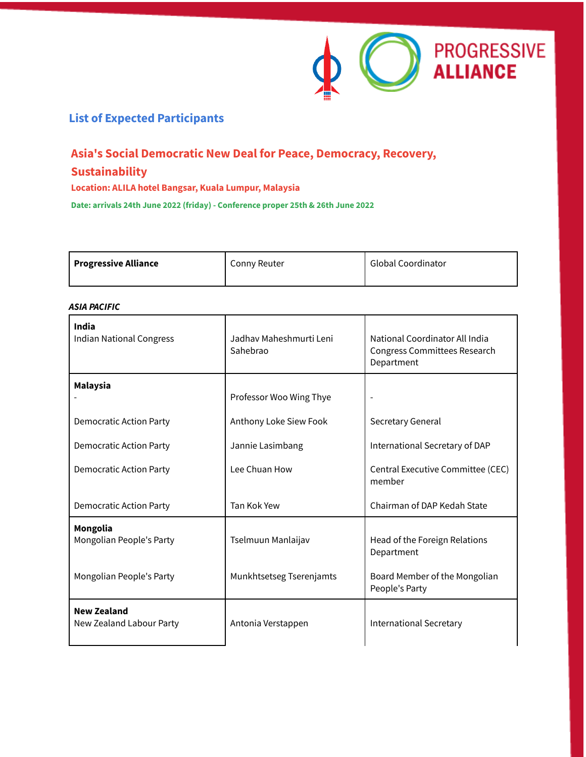## List of Expected Participants

# Asia's Social Democratic New Deal for Peace, Democracy, Recovery, Sustainability

**Location: ALILA hotel Bangsar, Kuala Lumpur, Malaysia**

**Date: arrivals 24th June 2022 (friday) - Conference proper 25th & 26th June 2022**

| **Progressive Alliance** | Conny Reuter | Global Coordinator |
|---|---|---|

***ASIA PACIFIC***

| | | |
|---|---|---|
| **India**<br>Indian National Congress | Jadhav Maheshmurti Leni Sahebrao | National Coordinator All India Congress Committees Research Department |
| **Malaysia**<br>- | Professor Woo Wing Thye | - |
| Democratic Action Party | Anthony Loke Siew Fook | Secretary General |
| Democratic Action Party | Jannie Lasimbang | International Secretary of DAP |
| Democratic Action Party | Lee Chuan How | Central Executive Committee (CEC) member |
| Democratic Action Party | Tan Kok Yew | Chairman of DAP Kedah State |
| **Mongolia**<br>Mongolian People's Party | Tselmuun Manlaijav | Head of the Foreign Relations Department |
| Mongolian People's Party | Munkhtsetseg Tserenjamts | Board Member of the Mongolian People's Party |
| **New Zealand**<br>New Zealand Labour Party | Antonia Verstappen | International Secretary |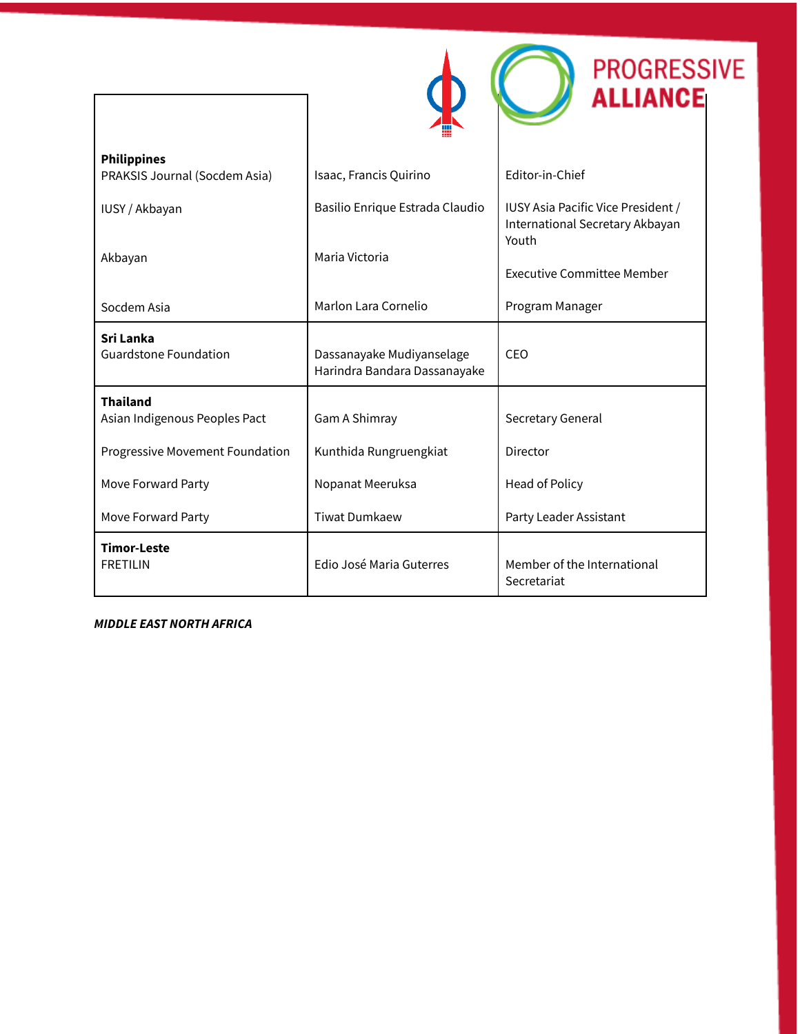| | | |
|---|---|---|
| **Philippines**<br>PRAKSIS Journal (Socdem Asia) | Isaac, Francis Quirino | Editor-in-Chief |
| IUSY / Akbayan | Basilio Enrique Estrada Claudio | IUSY Asia Pacific Vice President / International Secretary Akbayan Youth |
| Akbayan | Maria Victoria | Executive Committee Member |
| Socdem Asia | Marlon Lara Cornelio | Program Manager |
| **Sri Lanka**<br>Guardstone Foundation | Dassanayake Mudiyanselage Harindra Bandara Dassanayake | CEO |
| **Thailand**<br>Asian Indigenous Peoples Pact | Gam A Shimray | Secretary General |
| Progressive Movement Foundation | Kunthida Rungruengkiat | Director |
| Move Forward Party | Nopanat Meeruksa | Head of Policy |
| Move Forward Party | Tiwat Dumkaew | Party Leader Assistant |
| **Timor-Leste**<br>FRETILIN | Edio José Maria Guterres | Member of the International Secretariat |

***MIDDLE EAST NORTH AFRICA***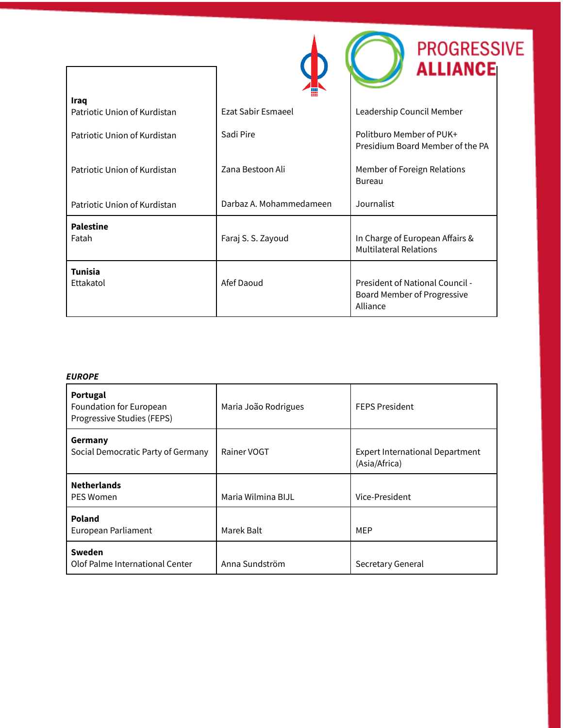| | | |
|---|---|---|
| **Iraq**<br>Patriotic Union of Kurdistan | Ezat Sabir Esmaeel | Leadership Council Member |
| Patriotic Union of Kurdistan | Sadi Pire | Politburo Member of PUK+<br>Presidium Board Member of the PA |
| Patriotic Union of Kurdistan | Zana Bestoon Ali | Member of Foreign Relations Bureau |
| Patriotic Union of Kurdistan | Darbaz A. Mohammedameen | Journalist |
| **Palestine**<br>Fatah | Faraj S. S. Zayoud | In Charge of European Affairs & Multilateral Relations |
| **Tunisia**<br>Ettakatol | Afef Daoud | President of National Council - Board Member of Progressive Alliance |

***EUROPE***

| | | |
|---|---|---|
| **Portugal**<br>Foundation for European Progressive Studies (FEPS) | Maria João Rodrigues | FEPS President |
| **Germany**<br>Social Democratic Party of Germany | Rainer VOGT | Expert International Department (Asia/Africa) |
| **Netherlands**<br>PES Women | Maria Wilmina BIJL | Vice-President |
| **Poland**<br>European Parliament | Marek Balt | MEP |
| **Sweden**<br>Olof Palme International Center | Anna Sundström | Secretary General |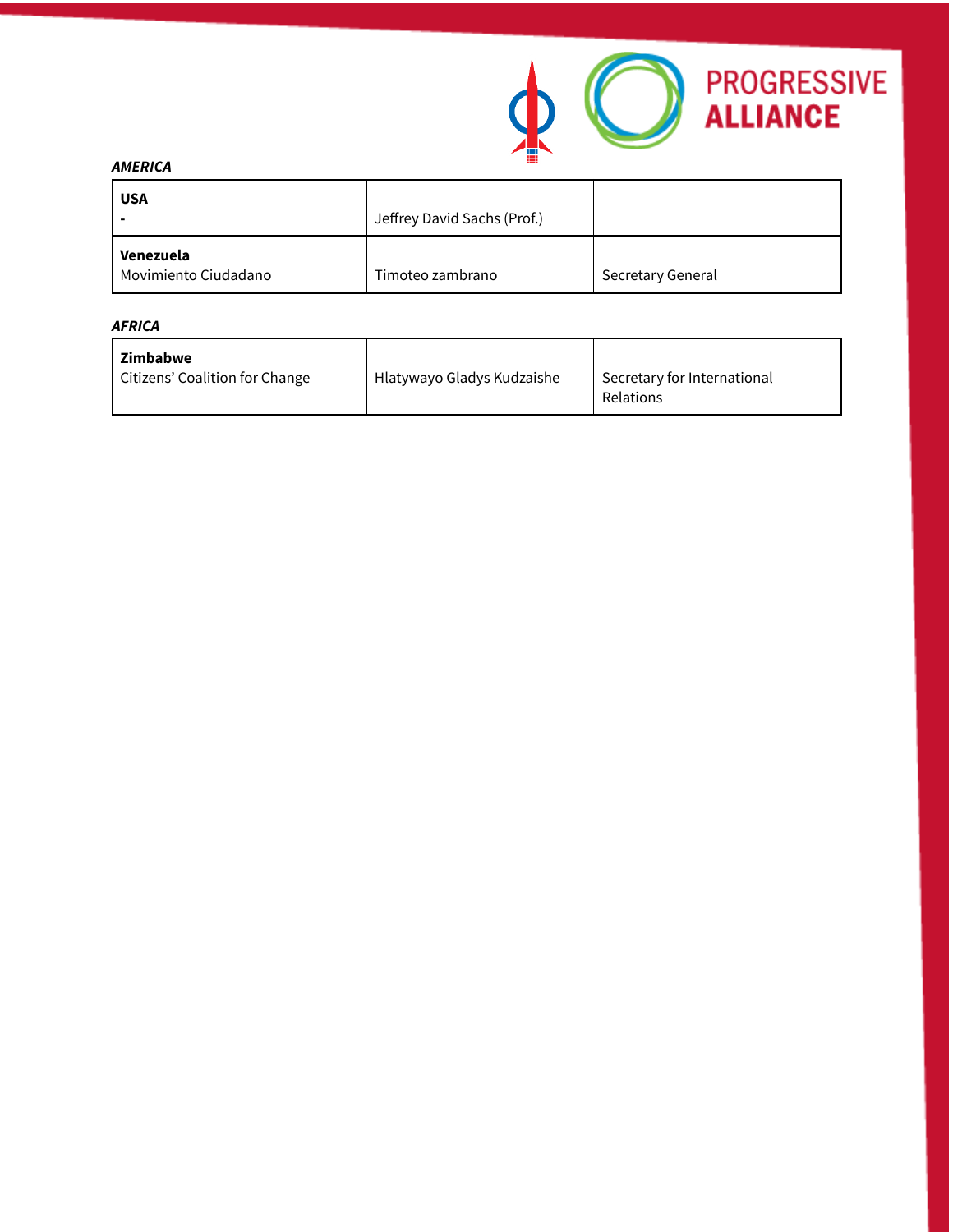*AMERICA*

| | | |
|---|---|---|
| **USA**<br>- | Jeffrey David Sachs (Prof.) | |
| **Venezuela**<br>Movimiento Ciudadano | Timoteo zambrano | Secretary General |

*AFRICA*

| | | |
|---|---|---|
| **Zimbabwe**<br>Citizens' Coalition for Change | Hlatywayo Gladys Kudzaishe | Secretary for International Relations |